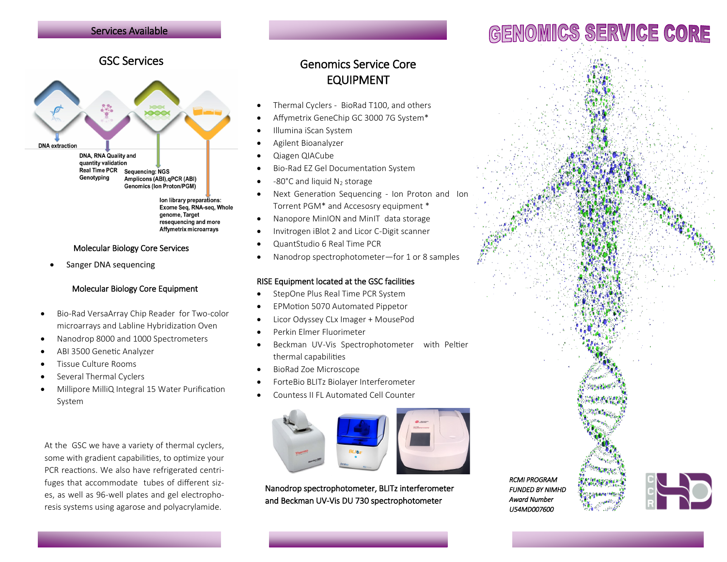## Services Available

### GSC Services

DNA extraction

DNA, RNA Quality and quantity validation
Real Time PCR
Genotyping

Sequencing: NGS
Amplicons (ABI),qPCR (ABI)
Genomics (Ion Proton/PGM)

Ion library preparations:
Exome Seq, RNA-seq, Whole genome, Target resequencing and more
Affymetrix microarrays

### Molecular Biology Core Services

- Sanger DNA sequencing

### Molecular Biology Core Equipment

- Bio-Rad VersaArray Chip Reader for Two-color microarrays and Labline Hybridization Oven
- Nanodrop 8000 and 1000 Spectrometers
- ABI 3500 Genetic Analyzer
- Tissue Culture Rooms
- Several Thermal Cyclers
- Millipore MilliQ Integral 15 Water Purification System

At the GSC we have a variety of thermal cyclers, some with gradient capabilities, to optimize your PCR reactions. We also have refrigerated centrifuges that accommodate tubes of different sizes, as well as 96-well plates and gel electrophoresis systems using agarose and polyacrylamide.

## Genomics Service Core EQUIPMENT

- Thermal Cyclers - BioRad T100, and others
- Affymetrix GeneChip GC 3000 7G System*
- Illumina iScan System
- Agilent Bioanalyzer
- Qiagen QIACube
- Bio-Rad EZ Gel Documentation System
- -80°C and liquid $N_2$ storage
- Next Generation Sequencing - Ion Proton and Ion Torrent PGM* and Accesosry equipment *
- Nanopore MinION and MinIT data storage
- Invitrogen iBlot 2 and Licor C-Digit scanner
- QuantStudio 6 Real Time PCR
- Nanodrop spectrophotometer—for 1 or 8 samples

### RISE Equipment located at the GSC facilities

- StepOne Plus Real Time PCR System
- EPMotion 5070 Automated Pippetor
- Licor Odyssey CLx Imager + MousePod
- Perkin Elmer Fluorimeter
- Beckman UV-Vis Spectrophotometer with Peltier thermal capabilities
- BioRad Zoe Microscope
- ForteBio BLITz Biolayer Interferometer
- Countess II FL Automated Cell Counter

Nanodrop spectrophotometer, BLITz interferometer and Beckman UV-Vis DU 730 spectrophotometer

# GENOMICS SERVICE CORE

*RCMI PROGRAM*
*FUNDED BY NIMHD*
*Award Number*
*U54MD007600*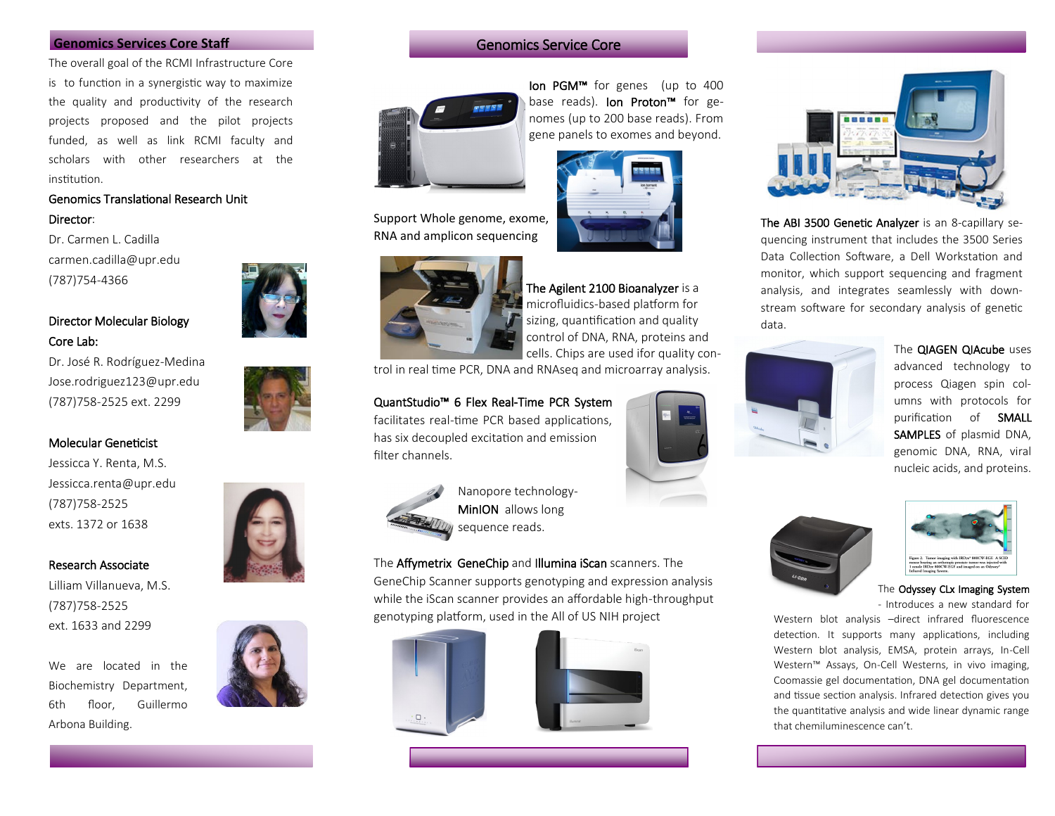## Genomics Services Core Staff

The overall goal of the RCMI Infrastructure Core is to function in a synergistic way to maximize the quality and productivity of the research projects proposed and the pilot projects funded, as well as link RCMI faculty and scholars with other researchers at the institution.

Genomics Translational Research Unit

Director:

Dr. Carmen L. Cadilla

carmen.cadilla@upr.edu

(787)754-4366

Director Molecular Biology Core Lab:

Dr. José R. Rodríguez-Medina

Jose.rodriguez123@upr.edu

(787)758-2525 ext. 2299

Molecular Geneticist

Jessicca Y. Renta, M.S.

Jessicca.renta@upr.edu

(787)758-2525

exts. 1372 or 1638

Research Associate

Lilliam Villanueva, M.S.

(787)758-2525

ext. 1633 and 2299

We are located in the Biochemistry Department, 6th floor, Guillermo Arbona Building.

## Genomics Service Core

Ion PGM™ for genes (up to 400 base reads). Ion Proton™ for genomes (up to 200 base reads). From gene panels to exomes and beyond.

Support Whole genome, exome, RNA and amplicon sequencing

The Agilent 2100 Bioanalyzer is a microfluidics-based platform for sizing, quantification and quality control of DNA, RNA, proteins and cells. Chips are used ifor quality control in real time PCR, DNA and RNAseq and microarray analysis.

QuantStudio™ 6 Flex Real-Time PCR System facilitates real-time PCR based applications, has six decoupled excitation and emission filter channels.

Nanopore technology-MinION allows long sequence reads.

The Affymetrix GeneChip and Illumina iScan scanners. The GeneChip Scanner supports genotyping and expression analysis while the iScan scanner provides an affordable high-throughput genotyping platform, used in the All of US NIH project

The ABI 3500 Genetic Analyzer is an 8-capillary sequencing instrument that includes the 3500 Series Data Collection Software, a Dell Workstation and monitor, which support sequencing and fragment analysis, and integrates seamlessly with downstream software for secondary analysis of genetic data.

The QIAGEN QIAcube uses advanced technology to process Qiagen spin columns with protocols for purification of SMALL SAMPLES of plasmid DNA, genomic DNA, RNA, viral nucleic acids, and proteins.

The Odyssey CLx Imaging System - Introduces a new standard for Western blot analysis –direct infrared fluorescence detection. It supports many applications, including Western blot analysis, EMSA, protein arrays, In-Cell Western™ Assays, On-Cell Westerns, in vivo imaging, Coomassie gel documentation, DNA gel documentation and tissue section analysis. Infrared detection gives you the quantitative analysis and wide linear dynamic range that chemiluminescence can't.